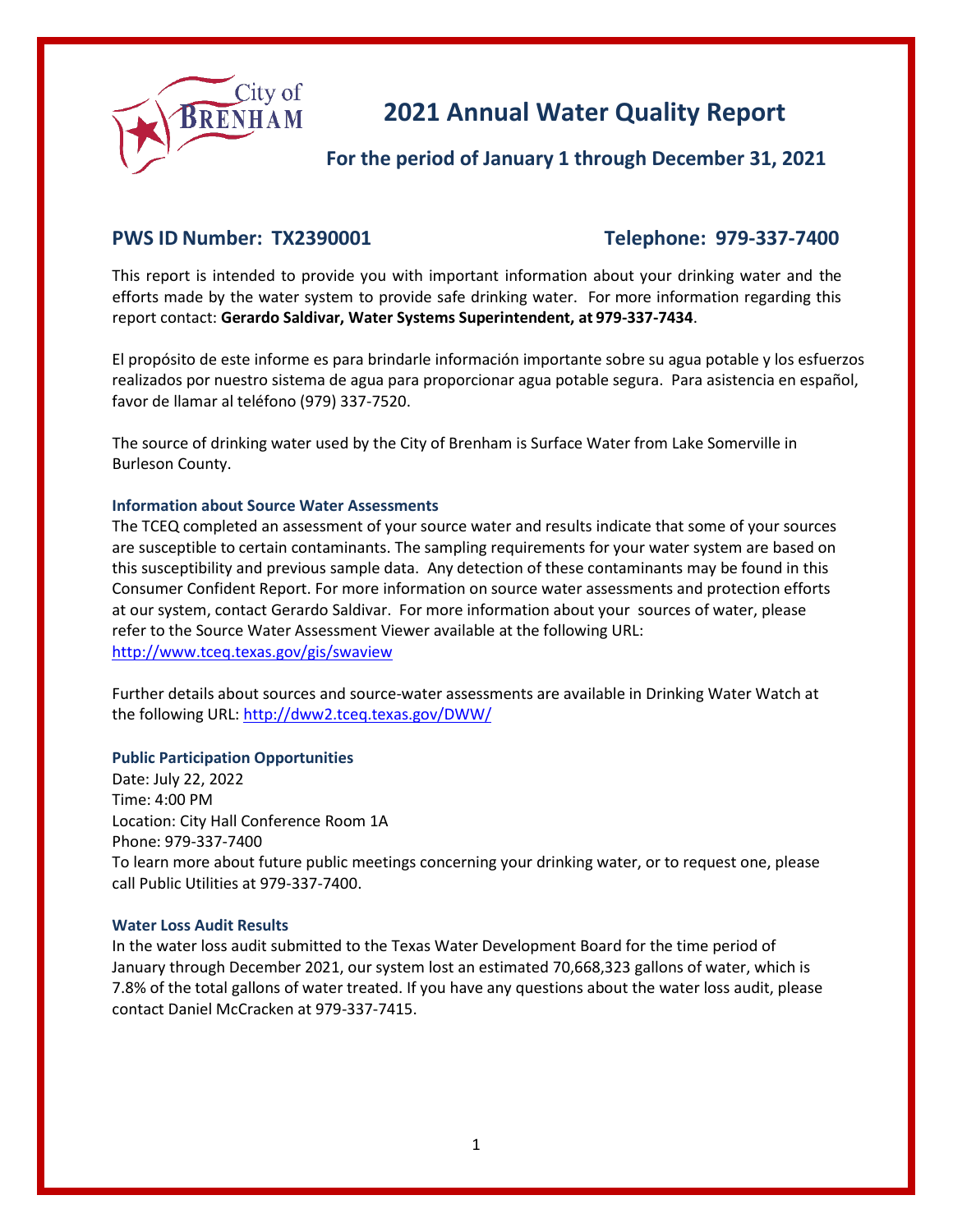# 2021 Annual Water Quality Report

## For the period of January 1 through December 31, 2021

**PWS ID Number: TX2390001** **Telephone: 979-337-7400**

This report is intended to provide you with important information about your drinking water and the efforts made by the water system to provide safe drinking water. For more information regarding this report contact: **Gerardo Saldivar, Water Systems Superintendent, at 979-337-7434**.

El propósito de este informe es para brindarle información importante sobre su agua potable y los esfuerzos realizados por nuestro sistema de agua para proporcionar agua potable segura. Para asistencia en español, favor de llamar al teléfono (979) 337-7520.

The source of drinking water used by the City of Brenham is Surface Water from Lake Somerville in Burleson County.

### Information about Source Water Assessments

The TCEQ completed an assessment of your source water and results indicate that some of your sources are susceptible to certain contaminants. The sampling requirements for your water system are based on this susceptibility and previous sample data. Any detection of these contaminants may be found in this Consumer Confident Report. For more information on source water assessments and protection efforts at our system, contact Gerardo Saldivar. For more information about your sources of water, please refer to the Source Water Assessment Viewer available at the following URL: http://www.tceq.texas.gov/gis/swaview

Further details about sources and source-water assessments are available in Drinking Water Watch at the following URL: http://dww2.tceq.texas.gov/DWW/

### Public Participation Opportunities

Date: July 22, 2022
Time: 4:00 PM
Location: City Hall Conference Room 1A
Phone: 979-337-7400
To learn more about future public meetings concerning your drinking water, or to request one, please call Public Utilities at 979-337-7400.

### Water Loss Audit Results

In the water loss audit submitted to the Texas Water Development Board for the time period of January through December 2021, our system lost an estimated 70,668,323 gallons of water, which is 7.8% of the total gallons of water treated. If you have any questions about the water loss audit, please contact Daniel McCracken at 979-337-7415.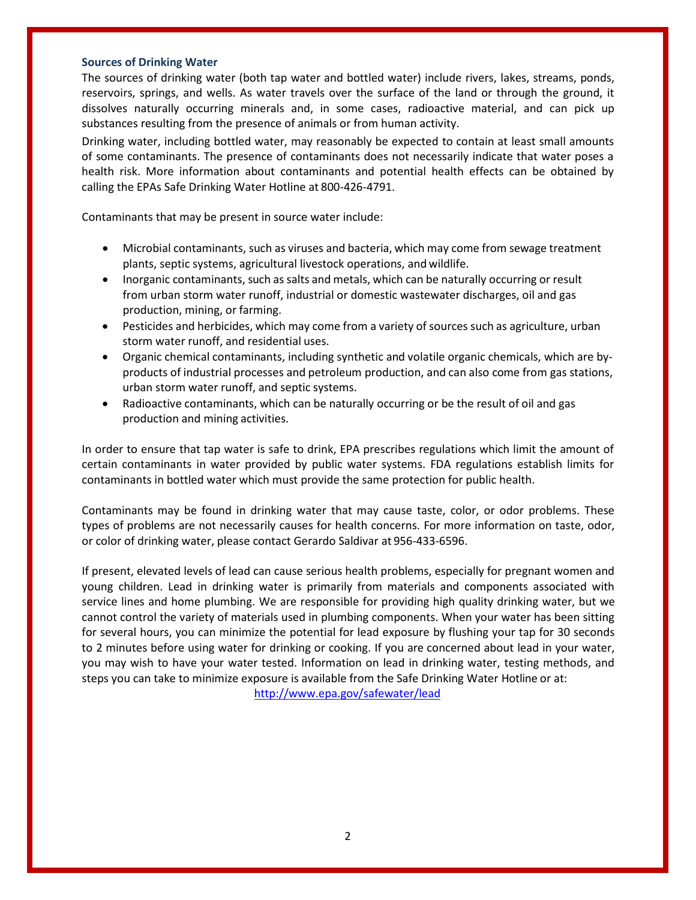### Sources of Drinking Water

The sources of drinking water (both tap water and bottled water) include rivers, lakes, streams, ponds, reservoirs, springs, and wells. As water travels over the surface of the land or through the ground, it dissolves naturally occurring minerals and, in some cases, radioactive material, and can pick up substances resulting from the presence of animals or from human activity.

Drinking water, including bottled water, may reasonably be expected to contain at least small amounts of some contaminants. The presence of contaminants does not necessarily indicate that water poses a health risk. More information about contaminants and potential health effects can be obtained by calling the EPAs Safe Drinking Water Hotline at 800-426-4791.

Contaminants that may be present in source water include:

- Microbial contaminants, such as viruses and bacteria, which may come from sewage treatment plants, septic systems, agricultural livestock operations, and wildlife.
- Inorganic contaminants, such as salts and metals, which can be naturally occurring or result from urban storm water runoff, industrial or domestic wastewater discharges, oil and gas production, mining, or farming.
- Pesticides and herbicides, which may come from a variety of sources such as agriculture, urban storm water runoff, and residential uses.
- Organic chemical contaminants, including synthetic and volatile organic chemicals, which are by-products of industrial processes and petroleum production, and can also come from gas stations, urban storm water runoff, and septic systems.
- Radioactive contaminants, which can be naturally occurring or be the result of oil and gas production and mining activities.

In order to ensure that tap water is safe to drink, EPA prescribes regulations which limit the amount of certain contaminants in water provided by public water systems. FDA regulations establish limits for contaminants in bottled water which must provide the same protection for public health.

Contaminants may be found in drinking water that may cause taste, color, or odor problems. These types of problems are not necessarily causes for health concerns. For more information on taste, odor, or color of drinking water, please contact Gerardo Saldivar at 956-433-6596.

If present, elevated levels of lead can cause serious health problems, especially for pregnant women and young children. Lead in drinking water is primarily from materials and components associated with service lines and home plumbing. We are responsible for providing high quality drinking water, but we cannot control the variety of materials used in plumbing components. When your water has been sitting for several hours, you can minimize the potential for lead exposure by flushing your tap for 30 seconds to 2 minutes before using water for drinking or cooking. If you are concerned about lead in your water, you may wish to have your water tested. Information on lead in drinking water, testing methods, and steps you can take to minimize exposure is available from the Safe Drinking Water Hotline or at: http://www.epa.gov/safewater/lead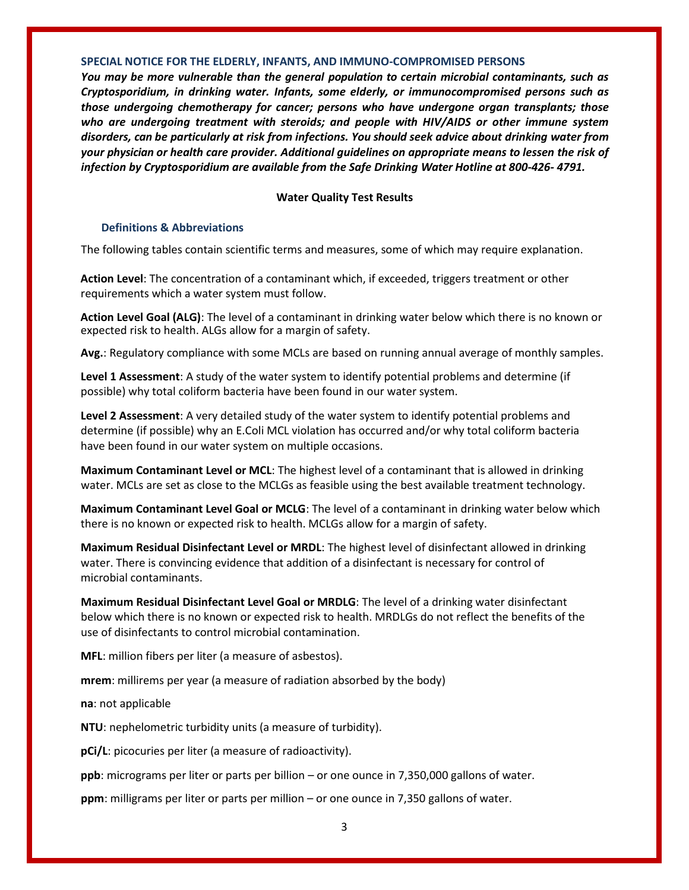## SPECIAL NOTICE FOR THE ELDERLY, INFANTS, AND IMMUNO-COMPROMISED PERSONS

***You may be more vulnerable than the general population to certain microbial contaminants, such as Cryptosporidium, in drinking water. Infants, some elderly, or immunocompromised persons such as those undergoing chemotherapy for cancer; persons who have undergone organ transplants; those who are undergoing treatment with steroids; and people with HIV/AIDS or other immune system disorders, can be particularly at risk from infections. You should seek advice about drinking water from your physician or health care provider. Additional guidelines on appropriate means to lessen the risk of infection by Cryptosporidium are available from the Safe Drinking Water Hotline at 800-426- 4791.***

**Water Quality Test Results**

### Definitions & Abbreviations

The following tables contain scientific terms and measures, some of which may require explanation.

**Action Level**: The concentration of a contaminant which, if exceeded, triggers treatment or other requirements which a water system must follow.

**Action Level Goal (ALG)**: The level of a contaminant in drinking water below which there is no known or expected risk to health. ALGs allow for a margin of safety.

**Avg.**: Regulatory compliance with some MCLs are based on running annual average of monthly samples.

**Level 1 Assessment**: A study of the water system to identify potential problems and determine (if possible) why total coliform bacteria have been found in our water system.

**Level 2 Assessment**: A very detailed study of the water system to identify potential problems and determine (if possible) why an E.Coli MCL violation has occurred and/or why total coliform bacteria have been found in our water system on multiple occasions.

**Maximum Contaminant Level or MCL**: The highest level of a contaminant that is allowed in drinking water. MCLs are set as close to the MCLGs as feasible using the best available treatment technology.

**Maximum Contaminant Level Goal or MCLG**: The level of a contaminant in drinking water below which there is no known or expected risk to health. MCLGs allow for a margin of safety.

**Maximum Residual Disinfectant Level or MRDL**: The highest level of disinfectant allowed in drinking water. There is convincing evidence that addition of a disinfectant is necessary for control of microbial contaminants.

**Maximum Residual Disinfectant Level Goal or MRDLG**: The level of a drinking water disinfectant below which there is no known or expected risk to health. MRDLGs do not reflect the benefits of the use of disinfectants to control microbial contamination.

**MFL**: million fibers per liter (a measure of asbestos).

**mrem**: millirems per year (a measure of radiation absorbed by the body)

**na**: not applicable

**NTU**: nephelometric turbidity units (a measure of turbidity).

**pCi/L**: picocuries per liter (a measure of radioactivity).

**ppb**: micrograms per liter or parts per billion – or one ounce in 7,350,000 gallons of water.

**ppm**: milligrams per liter or parts per million – or one ounce in 7,350 gallons of water.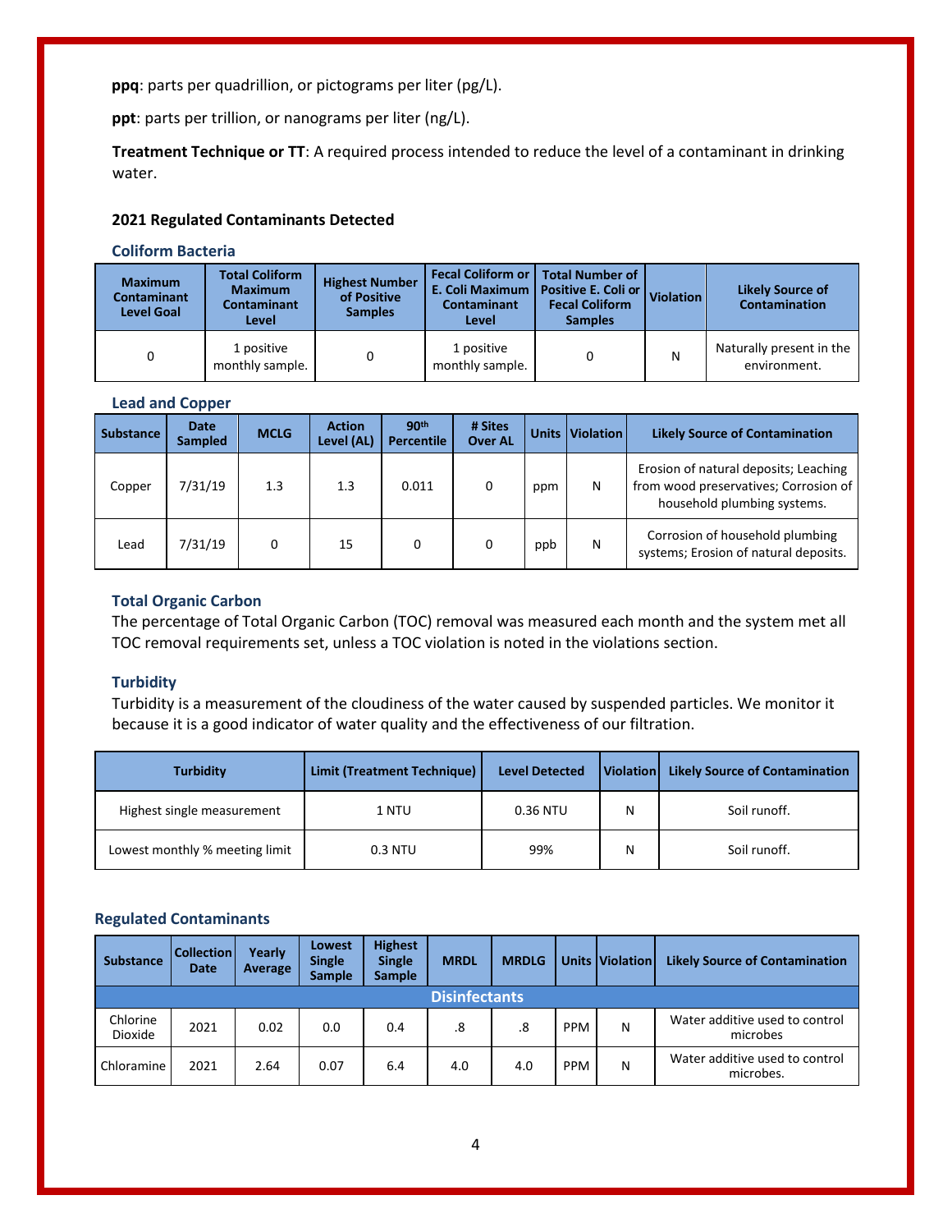**ppq**: parts per quadrillion, or pictograms per liter (pg/L).

**ppt**: parts per trillion, or nanograms per liter (ng/L).

**Treatment Technique or TT**: A required process intended to reduce the level of a contaminant in drinking water.

### 2021 Regulated Contaminants Detected

#### Coliform Bacteria

| Maximum Contaminant Level Goal | Total Coliform Maximum Contaminant Level | Highest Number of Positive Samples | Fecal Coliform or E. Coli Maximum Contaminant Level | Total Number of Positive E. Coli or Fecal Coliform Samples | Violation | Likely Source of Contamination |
|---|---|---|---|---|---|---|
| 0 | 1 positive monthly sample. | 0 | 1 positive monthly sample. | 0 | N | Naturally present in the environment. |

#### Lead and Copper

| Substance | Date Sampled | MCLG | Action Level (AL) | 90th Percentile | # Sites Over AL | Units | Violation | Likely Source of Contamination |
|---|---|---|---|---|---|---|---|---|
| Copper | 7/31/19 | 1.3 | 1.3 | 0.011 | 0 | ppm | N | Erosion of natural deposits; Leaching from wood preservatives; Corrosion of household plumbing systems. |
| Lead | 7/31/19 | 0 | 15 | 0 | 0 | ppb | N | Corrosion of household plumbing systems; Erosion of natural deposits. |

#### Total Organic Carbon

The percentage of Total Organic Carbon (TOC) removal was measured each month and the system met all TOC removal requirements set, unless a TOC violation is noted in the violations section.

#### Turbidity

Turbidity is a measurement of the cloudiness of the water caused by suspended particles. We monitor it because it is a good indicator of water quality and the effectiveness of our filtration.

| Turbidity | Limit (Treatment Technique) | Level Detected | Violation | Likely Source of Contamination |
|---|---|---|---|---|
| Highest single measurement | 1 NTU | 0.36 NTU | N | Soil runoff. |
| Lowest monthly % meeting limit | 0.3 NTU | 99% | N | Soil runoff. |

#### Regulated Contaminants

| Substance | Collection Date | Yearly Average | Lowest Single Sample | Highest Single Sample | MRDL | MRDLG | Units | Violation | Likely Source of Contamination |
|---|---|---|---|---|---|---|---|---|---|
| **Disinfectants** | | | | | | | | | |
| Chlorine Dioxide | 2021 | 0.02 | 0.0 | 0.4 | .8 | .8 | PPM | N | Water additive used to control microbes |
| Chloramine | 2021 | 2.64 | 0.07 | 6.4 | 4.0 | 4.0 | PPM | N | Water additive used to control microbes. |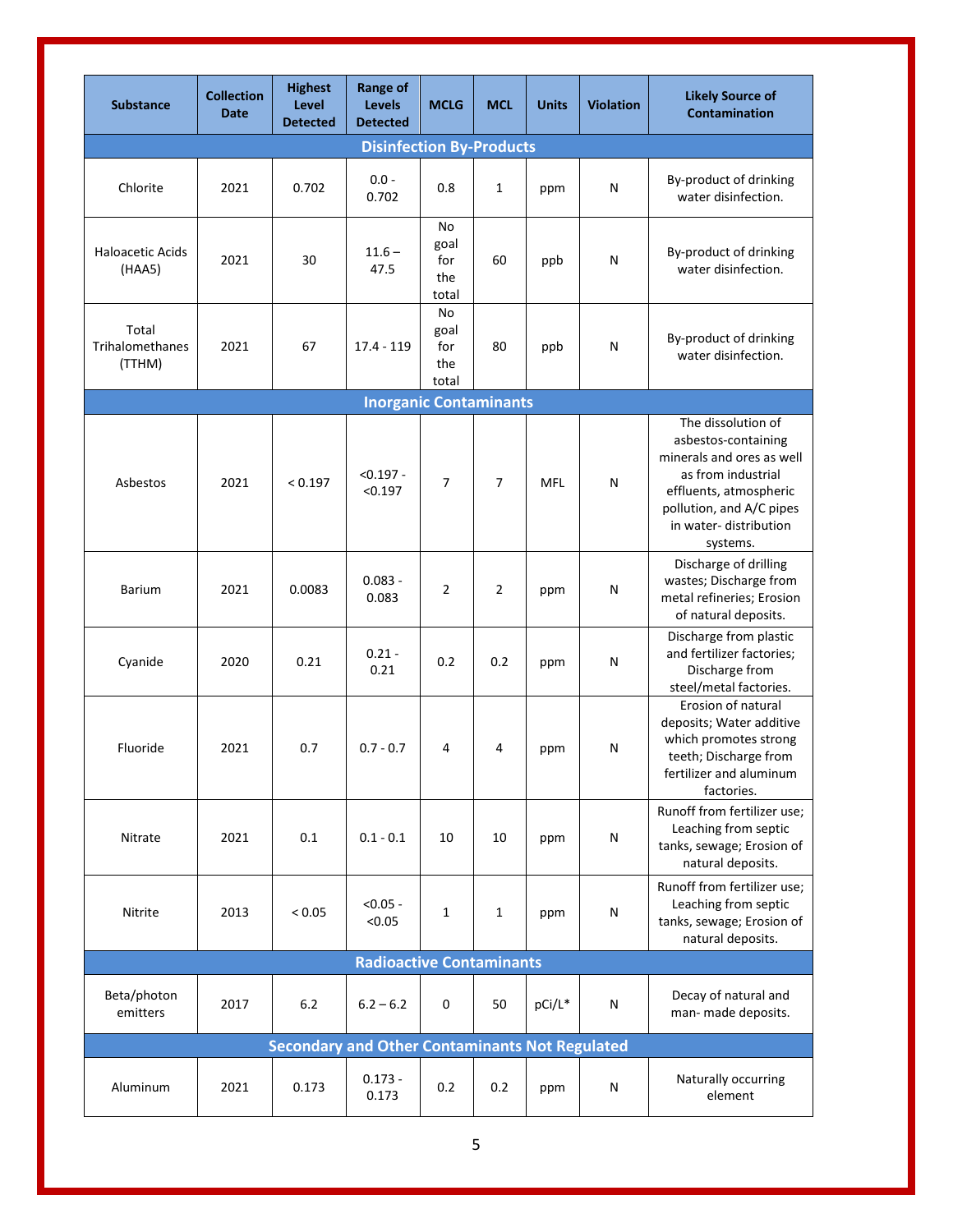| Substance | Collection Date | Highest Level Detected | Range of Levels Detected | MCLG | MCL | Units | Violation | Likely Source of Contamination |
|---|---|---|---|---|---|---|---|---|
| **Disinfection By-Products** | | | | | | | | |
| Chlorite | 2021 | 0.702 | 0.0 - 0.702 | 0.8 | 1 | ppm | N | By-product of drinking water disinfection. |
| Haloacetic Acids (HAA5) | 2021 | 30 | 11.6 – 47.5 | No goal for the total | 60 | ppb | N | By-product of drinking water disinfection. |
| Total Trihalomethanes (TTHM) | 2021 | 67 | 17.4 - 119 | No goal for the total | 80 | ppb | N | By-product of drinking water disinfection. |
| **Inorganic Contaminants** | | | | | | | | |
| Asbestos | 2021 | < 0.197 | <0.197 - <0.197 | 7 | 7 | MFL | N | The dissolution of asbestos-containing minerals and ores as well as from industrial effluents, atmospheric pollution, and A/C pipes in water- distribution systems. |
| Barium | 2021 | 0.0083 | 0.083 - 0.083 | 2 | 2 | ppm | N | Discharge of drilling wastes; Discharge from metal refineries; Erosion of natural deposits. |
| Cyanide | 2020 | 0.21 | 0.21 - 0.21 | 0.2 | 0.2 | ppm | N | Discharge from plastic and fertilizer factories; Discharge from steel/metal factories. |
| Fluoride | 2021 | 0.7 | 0.7 - 0.7 | 4 | 4 | ppm | N | Erosion of natural deposits; Water additive which promotes strong teeth; Discharge from fertilizer and aluminum factories. |
| Nitrate | 2021 | 0.1 | 0.1 - 0.1 | 10 | 10 | ppm | N | Runoff from fertilizer use; Leaching from septic tanks, sewage; Erosion of natural deposits. |
| Nitrite | 2013 | < 0.05 | <0.05 - <0.05 | 1 | 1 | ppm | N | Runoff from fertilizer use; Leaching from septic tanks, sewage; Erosion of natural deposits. |
| **Radioactive Contaminants** | | | | | | | | |
| Beta/photon emitters | 2017 | 6.2 | 6.2 – 6.2 | 0 | 50 | pCi/L* | N | Decay of natural and man- made deposits. |
| **Secondary and Other Contaminants Not Regulated** | | | | | | | | |
| Aluminum | 2021 | 0.173 | 0.173 - 0.173 | 0.2 | 0.2 | ppm | N | Naturally occurring element |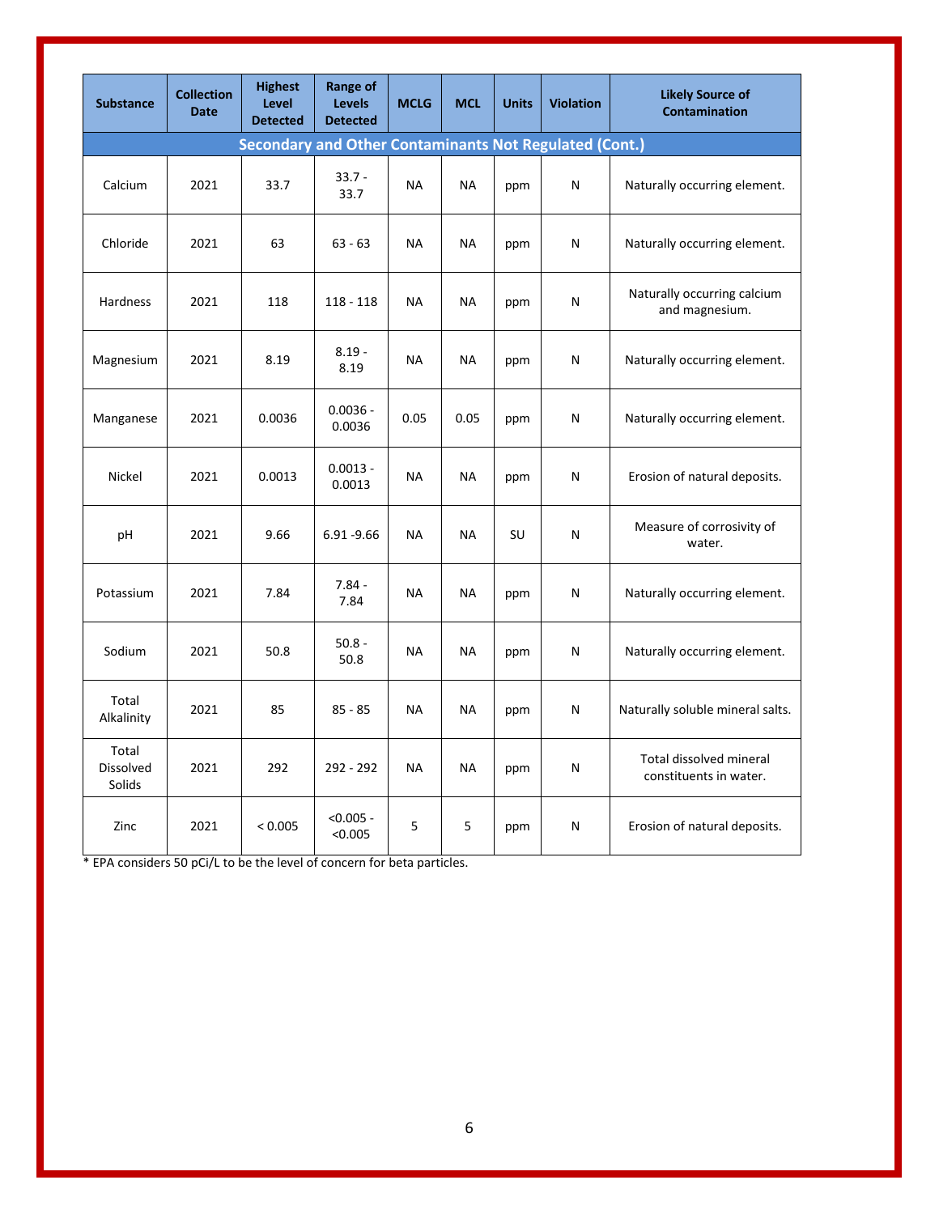| Substance | Collection Date | Highest Level Detected | Range of Levels Detected | MCLG | MCL | Units | Violation | Likely Source of Contamination |
|---|---|---|---|---|---|---|---|---|
| **Secondary and Other Contaminants Not Regulated (Cont.)** | | | | | | | | |
| Calcium | 2021 | 33.7 | 33.7 - 33.7 | NA | NA | ppm | N | Naturally occurring element. |
| Chloride | 2021 | 63 | 63 - 63 | NA | NA | ppm | N | Naturally occurring element. |
| Hardness | 2021 | 118 | 118 - 118 | NA | NA | ppm | N | Naturally occurring calcium and magnesium. |
| Magnesium | 2021 | 8.19 | 8.19 - 8.19 | NA | NA | ppm | N | Naturally occurring element. |
| Manganese | 2021 | 0.0036 | 0.0036 - 0.0036 | 0.05 | 0.05 | ppm | N | Naturally occurring element. |
| Nickel | 2021 | 0.0013 | 0.0013 - 0.0013 | NA | NA | ppm | N | Erosion of natural deposits. |
| pH | 2021 | 9.66 | 6.91 -9.66 | NA | NA | SU | N | Measure of corrosivity of water. |
| Potassium | 2021 | 7.84 | 7.84 - 7.84 | NA | NA | ppm | N | Naturally occurring element. |
| Sodium | 2021 | 50.8 | 50.8 - 50.8 | NA | NA | ppm | N | Naturally occurring element. |
| Total Alkalinity | 2021 | 85 | 85 - 85 | NA | NA | ppm | N | Naturally soluble mineral salts. |
| Total Dissolved Solids | 2021 | 292 | 292 - 292 | NA | NA | ppm | N | Total dissolved mineral constituents in water. |
| Zinc | 2021 | < 0.005 | <0.005 - <0.005 | 5 | 5 | ppm | N | Erosion of natural deposits. |

* EPA considers 50 pCi/L to be the level of concern for beta particles.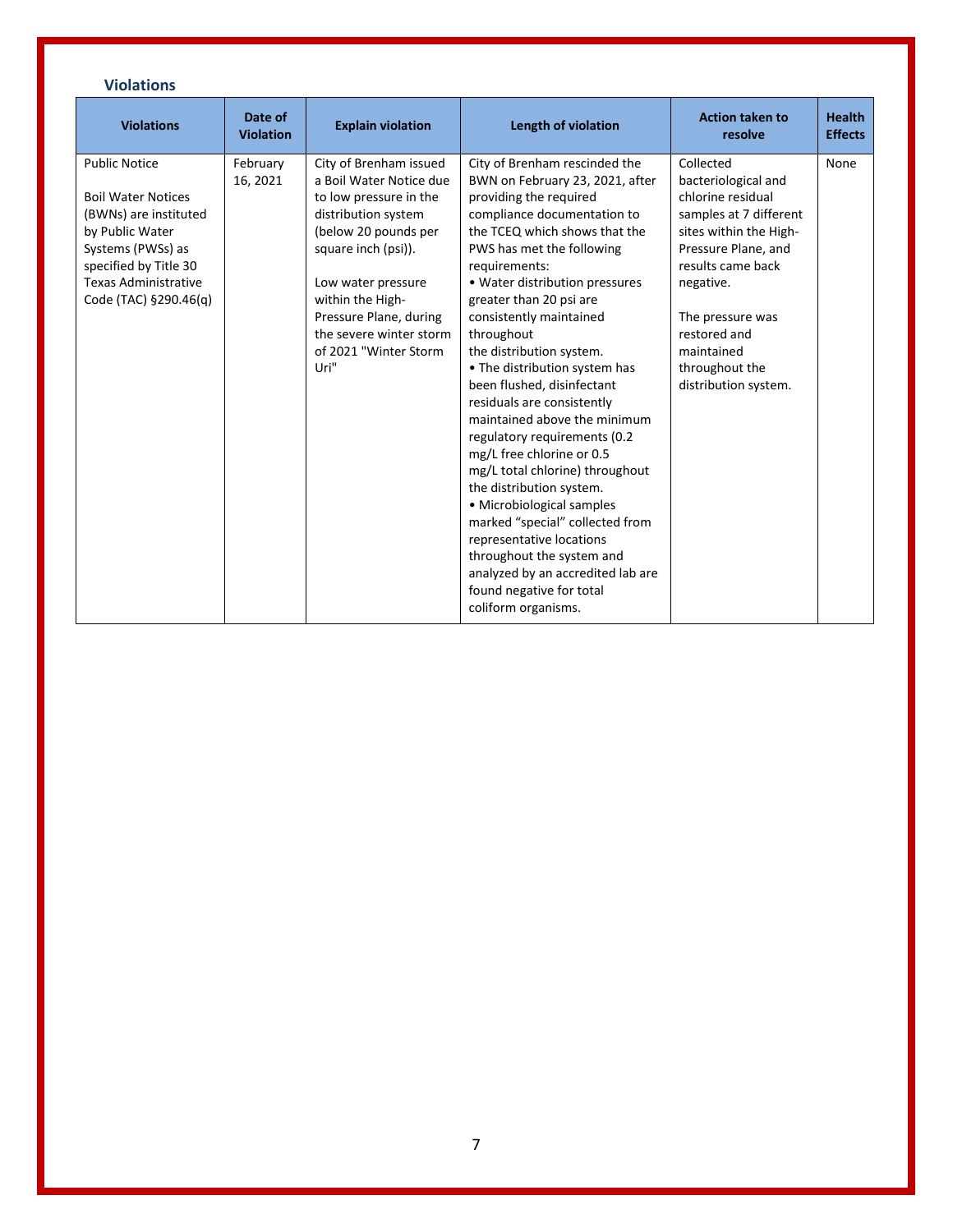## Violations

| Violations | Date of Violation | Explain violation | Length of violation | Action taken to resolve | Health Effects |
|---|---|---|---|---|---|
| Public Notice<br><br>Boil Water Notices (BWNs) are instituted by Public Water Systems (PWSs) as specified by Title 30 Texas Administrative Code (TAC) §290.46(q) | February 16, 2021 | City of Brenham issued a Boil Water Notice due to low pressure in the distribution system (below 20 pounds per square inch (psi)).<br><br>Low water pressure within the High-Pressure Plane, during the severe winter storm of 2021 "Winter Storm Uri" | City of Brenham rescinded the BWN on February 23, 2021, after providing the required compliance documentation to the TCEQ which shows that the PWS has met the following requirements:<br>• Water distribution pressures greater than 20 psi are consistently maintained throughout the distribution system.<br>• The distribution system has been flushed, disinfectant residuals are consistently maintained above the minimum regulatory requirements (0.2 mg/L free chlorine or 0.5 mg/L total chlorine) throughout the distribution system.<br>• Microbiological samples marked "special" collected from representative locations throughout the system and analyzed by an accredited lab are found negative for total coliform organisms. | Collected bacteriological and chlorine residual samples at 7 different sites within the High-Pressure Plane, and results came back negative.<br><br>The pressure was restored and maintained throughout the distribution system. | None |